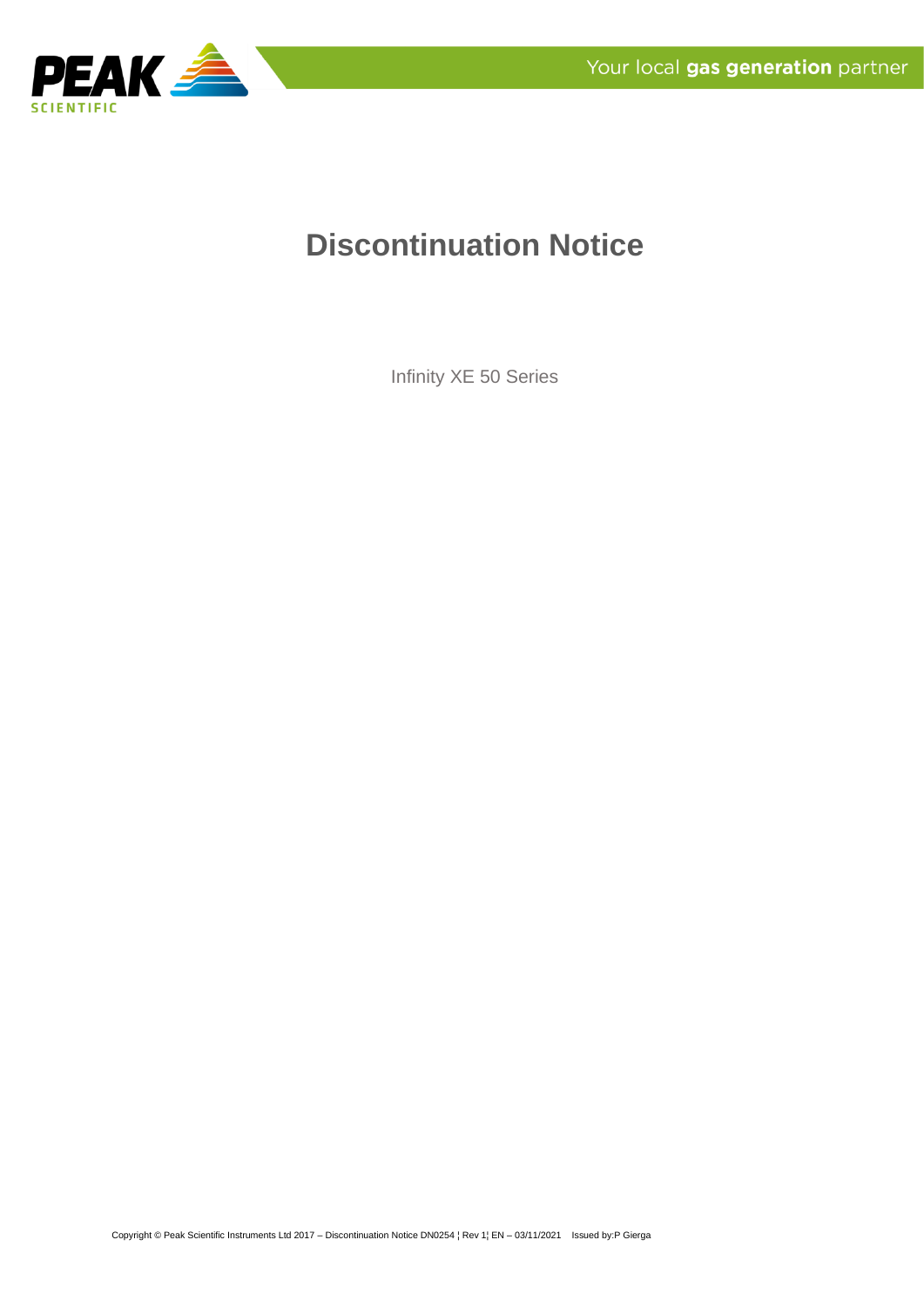# Discontinuation Notice

Infinity XE 50 Series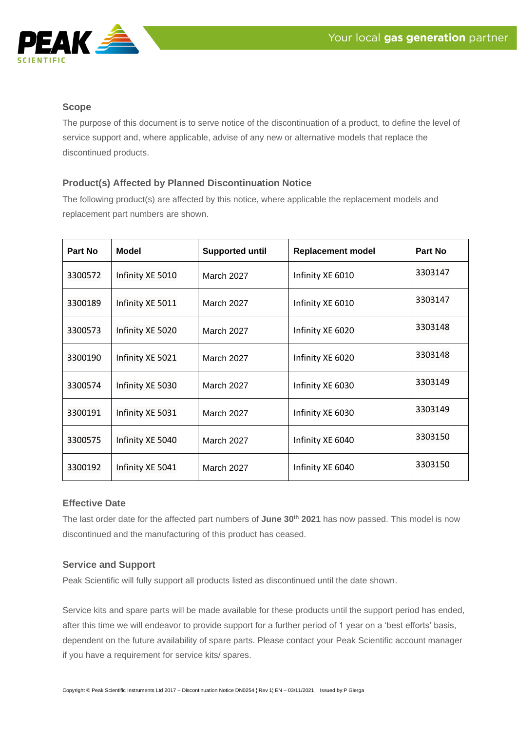## Scope

The purpose of this document is to serve notice of the discontinuation of a product, to define the level of service support and, where applicable, advise of any new or alternative models that replace the discontinued products.

## Product(s) Affected by Planned Discontinuation Notice

The following product(s) are affected by this notice, where applicable the replacement models and replacement part numbers are shown.

| Part No | Model | Supported until | Replacement model | Part No |
|---|---|---|---|---|
| 3300572 | Infinity XE 5010 | March 2027 | Infinity XE 6010 | 3303147 |
| 3300189 | Infinity XE 5011 | March 2027 | Infinity XE 6010 | 3303147 |
| 3300573 | Infinity XE 5020 | March 2027 | Infinity XE 6020 | 3303148 |
| 3300190 | Infinity XE 5021 | March 2027 | Infinity XE 6020 | 3303148 |
| 3300574 | Infinity XE 5030 | March 2027 | Infinity XE 6030 | 3303149 |
| 3300191 | Infinity XE 5031 | March 2027 | Infinity XE 6030 | 3303149 |
| 3300575 | Infinity XE 5040 | March 2027 | Infinity XE 6040 | 3303150 |
| 3300192 | Infinity XE 5041 | March 2027 | Infinity XE 6040 | 3303150 |

## Effective Date

The last order date for the affected part numbers of **June 30th 2021** has now passed. This model is now discontinued and the manufacturing of this product has ceased.

## Service and Support

Peak Scientific will fully support all products listed as discontinued until the date shown.

Service kits and spare parts will be made available for these products until the support period has ended, after this time we will endeavor to provide support for a further period of 1 year on a 'best efforts' basis, dependent on the future availability of spare parts. Please contact your Peak Scientific account manager if you have a requirement for service kits/ spares.